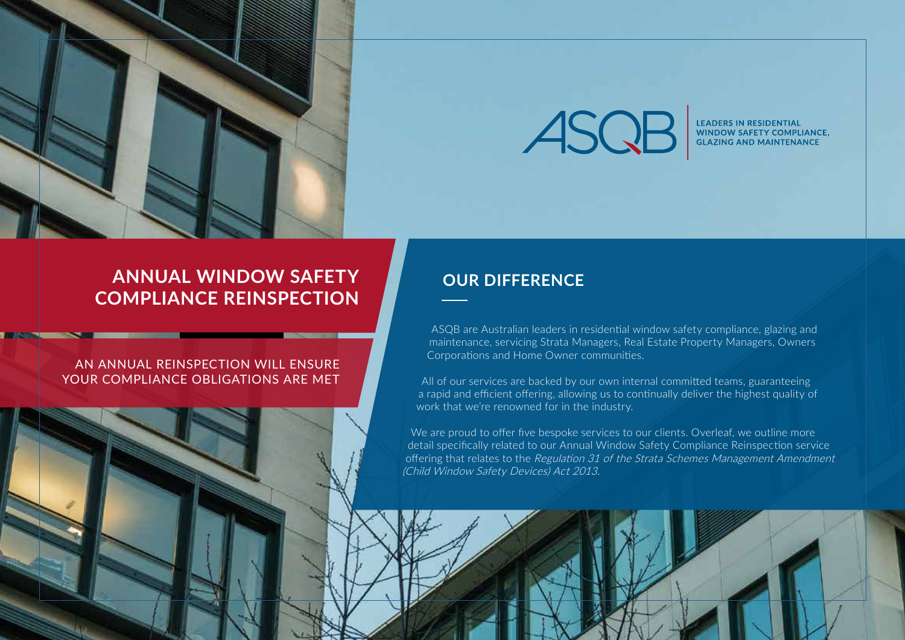ASQB

LEADERS IN RESIDENTIAL WINDOW SAFETY COMPLIANCE, GLAZING AND MAINTENANCE

# ANNUAL WINDOW SAFETY COMPLIANCE REINSPECTION

AN ANNUAL REINSPECTION WILL ENSURE YOUR COMPLIANCE OBLIGATIONS ARE MET

## OUR DIFFERENCE

ASQB are Australian leaders in residential window safety compliance, glazing and maintenance, servicing Strata Managers, Real Estate Property Managers, Owners Corporations and Home Owner communities.

All of our services are backed by our own internal committed teams, guaranteeing a rapid and efficient offering, allowing us to continually deliver the highest quality of work that we're renowned for in the industry.

We are proud to offer five bespoke services to our clients. Overleaf, we outline more detail specifically related to our Annual Window Safety Compliance Reinspection service offering that relates to the *Regulation 31 of the Strata Schemes Management Amendment (Child Window Safety Devices) Act 2013*.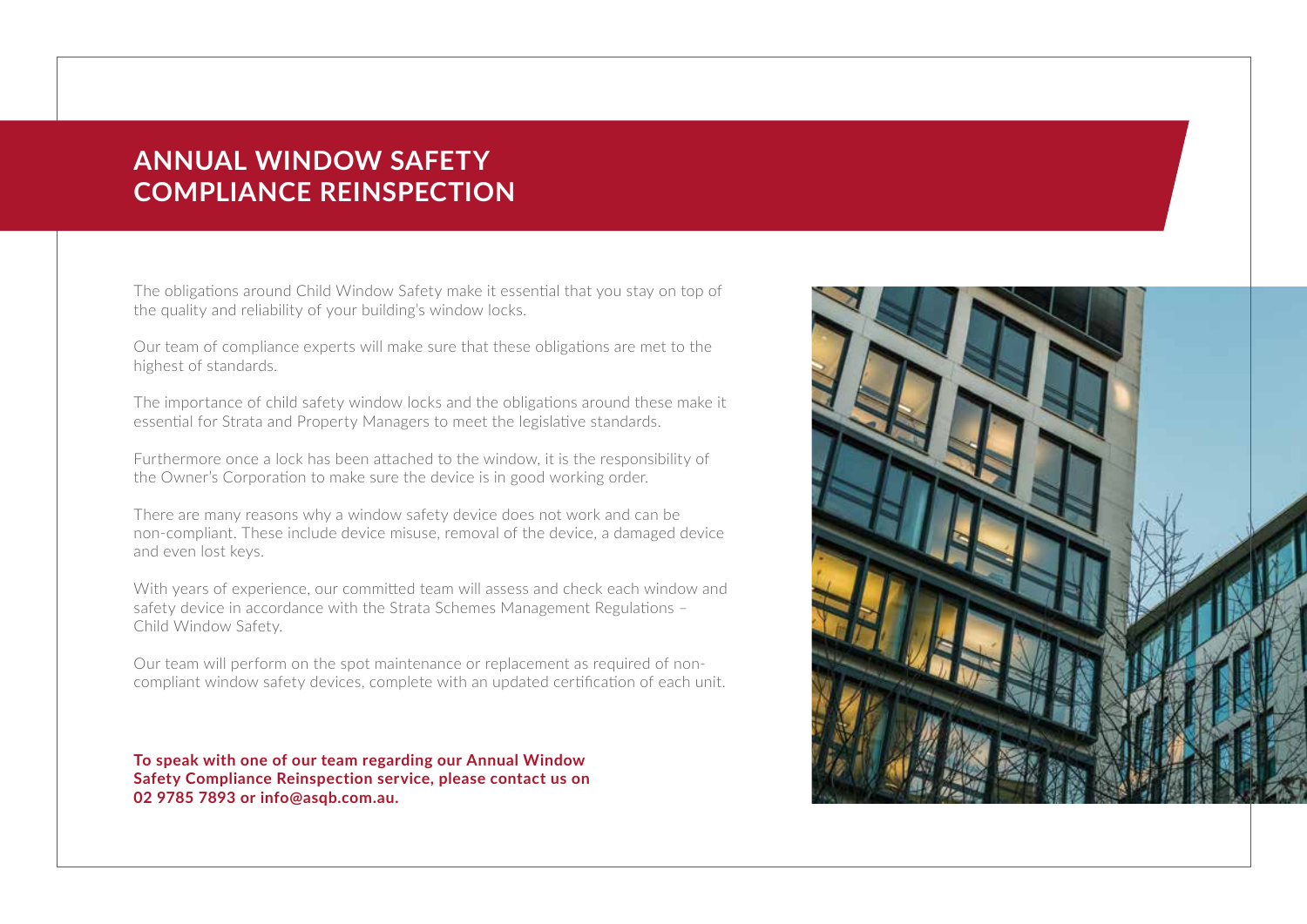# ANNUAL WINDOW SAFETY COMPLIANCE REINSPECTION

The obligations around Child Window Safety make it essential that you stay on top of the quality and reliability of your building's window locks.

Our team of compliance experts will make sure that these obligations are met to the highest of standards.

The importance of child safety window locks and the obligations around these make it essential for Strata and Property Managers to meet the legislative standards.

Furthermore once a lock has been attached to the window, it is the responsibility of the Owner's Corporation to make sure the device is in good working order.

There are many reasons why a window safety device does not work and can be non-compliant. These include device misuse, removal of the device, a damaged device and even lost keys.

With years of experience, our committed team will assess and check each window and safety device in accordance with the Strata Schemes Management Regulations – Child Window Safety.

Our team will perform on the spot maintenance or replacement as required of non-compliant window safety devices, complete with an updated certification of each unit.

**To speak with one of our team regarding our Annual Window Safety Compliance Reinspection service, please contact us on 02 9785 7893 or info@asqb.com.au.**